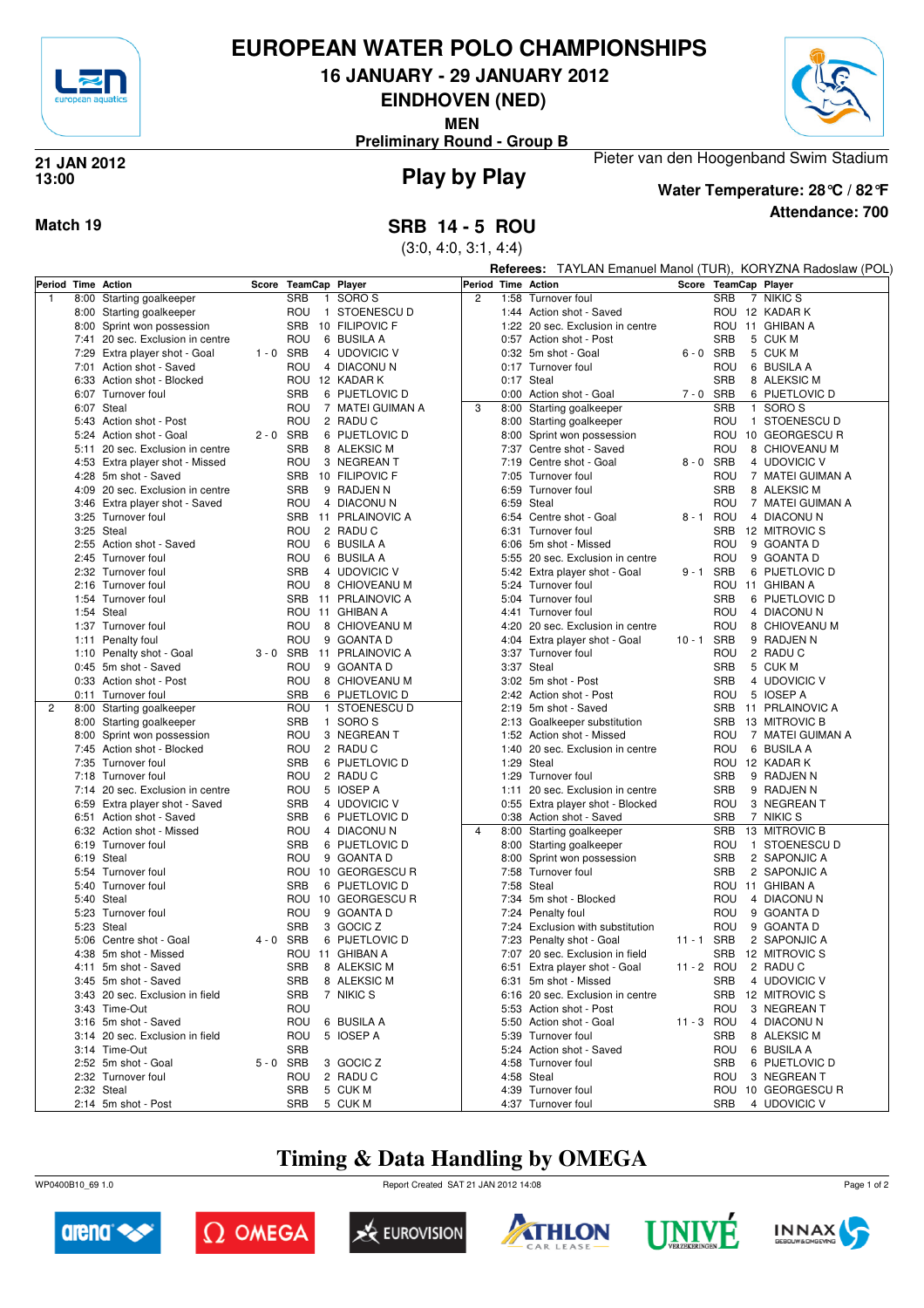# EUROPEAN WATER POLO CHAMPIONSHIPS

## 16 JANUARY - 29 JANUARY 2012

## EINDHOVEN (NED)

**MEN**

**Preliminary Round - Group B**

**21 JAN 2012**
**13:00**

## Play by Play

Pieter van den Hoogenband Swim Stadium

**Water Temperature: 28°C / 82°F**

**Attendance: 700**

**Match 19**

## SRB 14 - 5 ROU

(3:0, 4:0, 3:1, 4:4)

**Referees:** TAYLAN Emanuel Manol (TUR), KORYZNA Radoslaw (POL)

| Period | Time | Action | Score | TeamCap | | Player |
|---|---|---|---|---|---|---|
| 1 | 8:00 | Starting goalkeeper | | SRB | 1 | SORO S |
| | 8:00 | Starting goalkeeper | | ROU | 1 | STOENESCU D |
| | 8:00 | Sprint won possession | | SRB | 10 | FILIPOVIC F |
| | 7:41 | 20 sec. Exclusion in centre | | ROU | 6 | BUSILA A |
| | 7:29 | Extra player shot - Goal | 1 - 0 | SRB | 4 | UDOVICIC V |
| | 7:01 | Action shot - Saved | | ROU | 4 | DIACONU N |
| | 6:33 | Action shot - Blocked | | ROU | 12 | KADAR K |
| | 6:07 | Turnover foul | | SRB | 6 | PIJETLOVIC D |
| | 6:07 | Steal | | ROU | 7 | MATEI GUIMAN A |
| | 5:43 | Action shot - Post | | ROU | 2 | RADU C |
| | 5:24 | Action shot - Goal | 2 - 0 | SRB | 6 | PIJETLOVIC D |
| | 5:11 | 20 sec. Exclusion in centre | | SRB | 8 | ALEKSIC M |
| | 4:53 | Extra player shot - Missed | | ROU | 3 | NEGREAN T |
| | 4:28 | 5m shot - Saved | | SRB | 10 | FILIPOVIC F |
| | 4:09 | 20 sec. Exclusion in centre | | SRB | 9 | RADJEN N |
| | 3:46 | Extra player shot - Saved | | ROU | 4 | DIACONU N |
| | 3:25 | Turnover foul | | SRB | 11 | PRLAINOVIC A |
| | 3:25 | Steal | | ROU | 2 | RADU C |
| | 2:55 | Action shot - Saved | | ROU | 6 | BUSILA A |
| | 2:45 | Turnover foul | | ROU | 6 | BUSILA A |
| | 2:32 | Turnover foul | | SRB | 4 | UDOVICIC V |
| | 2:16 | Turnover foul | | ROU | 8 | CHIOVEANU M |
| | 1:54 | Turnover foul | | SRB | 11 | PRLAINOVIC A |
| | 1:54 | Steal | | ROU | 11 | GHIBAN A |
| | 1:37 | Turnover foul | | ROU | 8 | CHIOVEANU M |
| | 1:11 | Penalty foul | | ROU | 9 | GOANTA D |
| | 1:10 | Penalty shot - Goal | 3 - 0 | SRB | 11 | PRLAINOVIC A |
| | 0:45 | 5m shot - Saved | | ROU | 9 | GOANTA D |
| | 0:33 | Action shot - Post | | ROU | 8 | CHIOVEANU M |
| | 0:11 | Turnover foul | | SRB | 6 | PIJETLOVIC D |
| 2 | 8:00 | Starting goalkeeper | | ROU | 1 | STOENESCU D |
| | 8:00 | Starting goalkeeper | | SRB | 1 | SORO S |
| | 8:00 | Sprint won possession | | ROU | 3 | NEGREAN T |
| | 7:45 | Action shot - Blocked | | ROU | 2 | RADU C |
| | 7:35 | Turnover foul | | SRB | 6 | PIJETLOVIC D |
| | 7:18 | Turnover foul | | ROU | 2 | RADU C |
| | 7:14 | 20 sec. Exclusion in centre | | ROU | 5 | IOSEP A |
| | 6:59 | Extra player shot - Saved | | SRB | 4 | UDOVICIC V |
| | 6:51 | Action shot - Saved | | SRB | 6 | PIJETLOVIC D |
| | 6:32 | Action shot - Missed | | ROU | 4 | DIACONU N |
| | 6:19 | Turnover foul | | SRB | 6 | PIJETLOVIC D |
| | 6:19 | Steal | | ROU | 9 | GOANTA D |
| | 5:54 | Turnover foul | | ROU | 10 | GEORGESCU R |
| | 5:40 | Turnover foul | | SRB | 6 | PIJETLOVIC D |
| | 5:40 | Steal | | ROU | 10 | GEORGESCU R |
| | 5:23 | Turnover foul | | ROU | 9 | GOANTA D |
| | 5:23 | Steal | | SRB | 3 | GOCIC Z |
| | 5:06 | Centre shot - Goal | 4 - 0 | SRB | 6 | PIJETLOVIC D |
| | 4:38 | 5m shot - Missed | | ROU | 11 | GHIBAN A |
| | 4:11 | 5m shot - Saved | | SRB | 8 | ALEKSIC M |
| | 3:45 | 5m shot - Saved | | SRB | 8 | ALEKSIC M |
| | 3:43 | 20 sec. Exclusion in field | | SRB | 7 | NIKIC S |
| | 3:43 | Time-Out | | ROU | | |
| | 3:16 | 5m shot - Saved | | ROU | 6 | BUSILA A |
| | 3:14 | 20 sec. Exclusion in field | | ROU | 5 | IOSEP A |
| | 3:14 | Time-Out | | SRB | | |
| | 2:52 | 5m shot - Goal | 5 - 0 | SRB | 3 | GOCIC Z |
| | 2:32 | Turnover foul | | ROU | 2 | RADU C |
| | 2:32 | Steal | | SRB | 5 | CUK M |
| | 2:14 | 5m shot - Post | | SRB | 5 | CUK M |
| 2 | 1:58 | Turnover foul | | SRB | 7 | NIKIC S |
| | 1:44 | Action shot - Saved | | ROU | 12 | KADAR K |
| | 1:22 | 20 sec. Exclusion in centre | | ROU | 11 | GHIBAN A |
| | 0:57 | Action shot - Post | | SRB | 5 | CUK M |
| | 0:32 | 5m shot - Goal | 6 - 0 | SRB | 5 | CUK M |
| | 0:17 | Turnover foul | | ROU | 6 | BUSILA A |
| | 0:17 | Steal | | SRB | 8 | ALEKSIC M |
| | 0:00 | Action shot - Goal | 7 - 0 | SRB | 6 | PIJETLOVIC D |
| 3 | 8:00 | Starting goalkeeper | | SRB | 1 | SORO S |
| | 8:00 | Starting goalkeeper | | ROU | 1 | STOENESCU D |
| | 8:00 | Sprint won possession | | ROU | 10 | GEORGESCU R |
| | 7:37 | Centre shot - Saved | | ROU | 8 | CHIOVEANU M |
| | 7:19 | Centre shot - Goal | 8 - 0 | SRB | 4 | UDOVICIC V |
| | 7:05 | Turnover foul | | ROU | 7 | MATEI GUIMAN A |
| | 6:59 | Turnover foul | | SRB | 8 | ALEKSIC M |
| | 6:59 | Steal | | ROU | 7 | MATEI GUIMAN A |
| | 6:54 | Centre shot - Goal | 8 - 1 | ROU | 4 | DIACONU N |
| | 6:31 | Turnover foul | | SRB | 12 | MITROVIC S |
| | 6:06 | 5m shot - Missed | | ROU | 9 | GOANTA D |
| | 5:55 | 20 sec. Exclusion in centre | | ROU | 9 | GOANTA D |
| | 5:42 | Extra player shot - Goal | 9 - 1 | SRB | 6 | PIJETLOVIC D |
| | 5:24 | Turnover foul | | ROU | 11 | GHIBAN A |
| | 5:04 | Turnover foul | | SRB | 6 | PIJETLOVIC D |
| | 4:41 | Turnover foul | | ROU | 4 | DIACONU N |
| | 4:20 | 20 sec. Exclusion in centre | | ROU | 8 | CHIOVEANU M |
| | 4:04 | Extra player shot - Goal | 10 - 1 | SRB | 9 | RADJEN N |
| | 3:37 | Turnover foul | | ROU | 2 | RADU C |
| | 3:37 | Steal | | SRB | 5 | CUK M |
| | 3:02 | 5m shot - Post | | SRB | 4 | UDOVICIC V |
| | 2:42 | Action shot - Post | | ROU | 5 | IOSEP A |
| | 2:19 | 5m shot - Saved | | SRB | 11 | PRLAINOVIC A |
| | 2:13 | Goalkeeper substitution | | SRB | 13 | MITROVIC B |
| | 1:52 | Action shot - Missed | | ROU | 7 | MATEI GUIMAN A |
| | 1:40 | 20 sec. Exclusion in centre | | ROU | 6 | BUSILA A |
| | 1:29 | Steal | | ROU | 12 | KADAR K |
| | 1:29 | Turnover foul | | SRB | 9 | RADJEN N |
| | 1:11 | 20 sec. Exclusion in centre | | SRB | 9 | RADJEN N |
| | 0:55 | Extra player shot - Blocked | | ROU | 3 | NEGREAN T |
| | 0:38 | Action shot - Saved | | SRB | 7 | NIKIC S |
| 4 | 8:00 | Starting goalkeeper | | SRB | 13 | MITROVIC B |
| | 8:00 | Starting goalkeeper | | ROU | 1 | STOENESCU D |
| | 8:00 | Sprint won possession | | SRB | 2 | SAPONJIC A |
| | 7:58 | Turnover foul | | SRB | 2 | SAPONJIC A |
| | 7:58 | Steal | | ROU | 11 | GHIBAN A |
| | 7:34 | 5m shot - Blocked | | ROU | 4 | DIACONU N |
| | 7:24 | Penalty foul | | ROU | 9 | GOANTA D |
| | 7:24 | Exclusion with substitution | | ROU | 9 | GOANTA D |
| | 7:23 | Penalty shot - Goal | 11 - 1 | SRB | 2 | SAPONJIC A |
| | 7:07 | 20 sec. Exclusion in field | | SRB | 12 | MITROVIC S |
| | 6:51 | Extra player shot - Goal | 11 - 2 | ROU | 2 | RADU C |
| | 6:31 | 5m shot - Missed | | SRB | 4 | UDOVICIC V |
| | 6:16 | 20 sec. Exclusion in centre | | SRB | 12 | MITROVIC S |
| | 5:53 | Action shot - Post | | ROU | 3 | NEGREAN T |
| | 5:50 | Action shot - Goal | 11 - 3 | ROU | 4 | DIACONU N |
| | 5:39 | Turnover foul | | SRB | 8 | ALEKSIC M |
| | 5:24 | Action shot - Saved | | ROU | 6 | BUSILA A |
| | 4:58 | Turnover foul | | SRB | 6 | PIJETLOVIC D |
| | 4:58 | Steal | | ROU | 3 | NEGREAN T |
| | 4:39 | Turnover foul | | ROU | 10 | GEORGESCU R |
| | 4:37 | Turnover foul | | SRB | 4 | UDOVICIC V |

**Timing & Data Handling by OMEGA**

WP0400B10_69 1.0 Report Created SAT 21 JAN 2012 14:08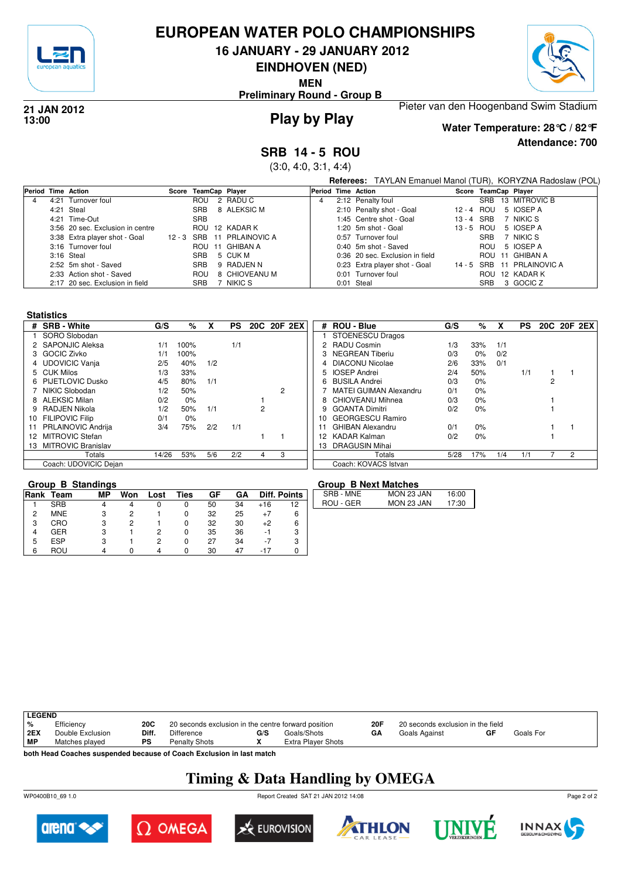# EUROPEAN WATER POLO CHAMPIONSHIPS

## 16 JANUARY - 29 JANUARY 2012

## EINDHOVEN (NED)

**MEN**

**Preliminary Round - Group B**

**21 JAN 2012**
**13:00**

## Play by Play

Pieter van den Hoogenband Swim Stadium

**Water Temperature: 28°C / 82°F**

**Attendance: 700**

### SRB 14 - 5 ROU

(3:0, 4:0, 3:1, 4:4)

**Referees:** TAYLAN Emanuel Manol (TUR), KORYZNA Radoslaw (POL)

| Period | Time | Action | Score | TeamCap | | Player |
|---|---|---|---|---|---|---|
| 4 | 4:21 | Turnover foul | | ROU | 2 | RADU C |
| | 4:21 | Steal | | SRB | 8 | ALEKSIC M |
| | 4:21 | Time-Out | | SRB | | |
| | 3:56 | 20 sec. Exclusion in centre | | ROU | 12 | KADAR K |
| | 3:38 | Extra player shot - Goal | 12 - 3 | SRB | 11 | PRLAINOVIC A |
| | 3:16 | Turnover foul | | ROU | 11 | GHIBAN A |
| | 3:16 | Steal | | SRB | 5 | CUK M |
| | 2:52 | 5m shot - Saved | | SRB | 9 | RADJEN N |
| | 2:33 | Action shot - Saved | | ROU | 8 | CHIOVEANU M |
| | 2:17 | 20 sec. Exclusion in field | | SRB | 7 | NIKIC S |
| 4 | 2:12 | Penalty foul | | SRB | 13 | MITROVIC B |
| | 2:10 | Penalty shot - Goal | 12 - 4 | ROU | 5 | IOSEP A |
| | 1:45 | Centre shot - Goal | 13 - 4 | SRB | 7 | NIKIC S |
| | 1:20 | 5m shot - Goal | 13 - 5 | ROU | 5 | IOSEP A |
| | 0:57 | Turnover foul | | SRB | 7 | NIKIC S |
| | 0:40 | 5m shot - Saved | | ROU | 5 | IOSEP A |
| | 0:36 | 20 sec. Exclusion in field | | ROU | 11 | GHIBAN A |
| | 0:23 | Extra player shot - Goal | 14 - 5 | SRB | 11 | PRLAINOVIC A |
| | 0:01 | Turnover foul | | ROU | 12 | KADAR K |
| | 0:01 | Steal | | SRB | 3 | GOCIC Z |

### Statistics

| # | SRB - White | G/S | % | X | PS | 20C | 20F | 2EX |
|---|---|---|---|---|---|---|---|---|
| 1 | SORO Slobodan | | | | | | | |
| 2 | SAPONJIC Aleksa | 1/1 | 100% | | 1/1 | | | |
| 3 | GOCIC Zivko | 1/1 | 100% | | | | | |
| 4 | UDOVICIC Vanja | 2/5 | 40% | 1/2 | | | | |
| 5 | CUK Milos | 1/3 | 33% | | | | | |
| 6 | PIJETLOVIC Dusko | 4/5 | 80% | 1/1 | | | | |
| 7 | NIKIC Slobodan | 1/2 | 50% | | | | 2 | |
| 8 | ALEKSIC Milan | 0/2 | 0% | | | 1 | | |
| 9 | RADJEN Nikola | 1/2 | 50% | 1/1 | | 2 | | |
| 10 | FILIPOVIC Filip | 0/1 | 0% | | | | | |
| 11 | PRLAINOVIC Andrija | 3/4 | 75% | 2/2 | 1/1 | | | |
| 12 | MITROVIC Stefan | | | | | 1 | 1 | |
| 13 | MITROVIC Branislav | | | | | | | |
| | Totals | 14/26 | 53% | 5/6 | 2/2 | 4 | 3 | |
| | Coach: UDOVICIC Dejan | | | | | | | |

| # | ROU - Blue | G/S | % | X | PS | 20C | 20F | 2EX |
|---|---|---|---|---|---|---|---|---|
| 1 | STOENESCU Dragos | | | | | | | |
| 2 | RADU Cosmin | 1/3 | 33% | 1/1 | | | | |
| 3 | NEGREAN Tiberiu | 0/3 | 0% | 0/2 | | | | |
| 4 | DIACONU Nicolae | 2/6 | 33% | 0/1 | | | | |
| 5 | IOSEP Andrei | 2/4 | 50% | | 1/1 | 1 | 1 | |
| 6 | BUSILA Andrei | 0/3 | 0% | | | 2 | | |
| 7 | MATEI GUIMAN Alexandru | 0/1 | 0% | | | | | |
| 8 | CHIOVEANU Mihnea | 0/3 | 0% | | | 1 | | |
| 9 | GOANTA Dimitri | 0/2 | 0% | | | 1 | | |
| 10 | GEORGESCU Ramiro | | | | | | | |
| 11 | GHIBAN Alexandru | 0/1 | 0% | | | 1 | 1 | |
| 12 | KADAR Kalman | 0/2 | 0% | | | 1 | | |
| 13 | DRAGUSIN Mihai | | | | | | | |
| | Totals | 5/28 | 17% | 1/4 | 1/1 | 7 | 2 | |
| | Coach: KOVACS Istvan | | | | | | | |

### Group B Standings

| Rank | Team | MP | Won | Lost | Ties | GF | GA | Diff. | Points |
|---|---|---|---|---|---|---|---|---|---|
| 1 | SRB | 4 | 4 | 0 | 0 | 50 | 34 | +16 | 12 |
| 2 | MNE | 3 | 2 | 1 | 0 | 32 | 25 | +7 | 6 |
| 3 | CRO | 3 | 2 | 1 | 0 | 32 | 30 | +2 | 6 |
| 4 | GER | 3 | 1 | 2 | 0 | 35 | 36 | -1 | 3 |
| 5 | ESP | 3 | 1 | 2 | 0 | 27 | 34 | -7 | 3 |
| 6 | ROU | 4 | 0 | 4 | 0 | 30 | 47 | -17 | 0 |

### Group B Next Matches

| | | |
|---|---|---|
| SRB - MNE | MON 23 JAN | 16:00 |
| ROU - GER | MON 23 JAN | 17:30 |

**LEGEND**

| | | | | | | | | | |
|---|---|---|---|---|---|---|---|---|---|
| % | Efficiency | 20C | 20 seconds exclusion in the centre forward position | | | 20F | 20 seconds exclusion in the field | | |
| 2EX | Double Exclusion | Diff. | Difference | G/S | Goals/Shots | GA | Goals Against | GF | Goals For |
| MP | Matches played | PS | Penalty Shots | X | Extra Player Shots | | | | |

**both Head Coaches suspended because of Coach Exclusion in last match**

## Timing & Data Handling by OMEGA

WP0400B10_69 1.0 Report Created SAT 21 JAN 2012 14:08